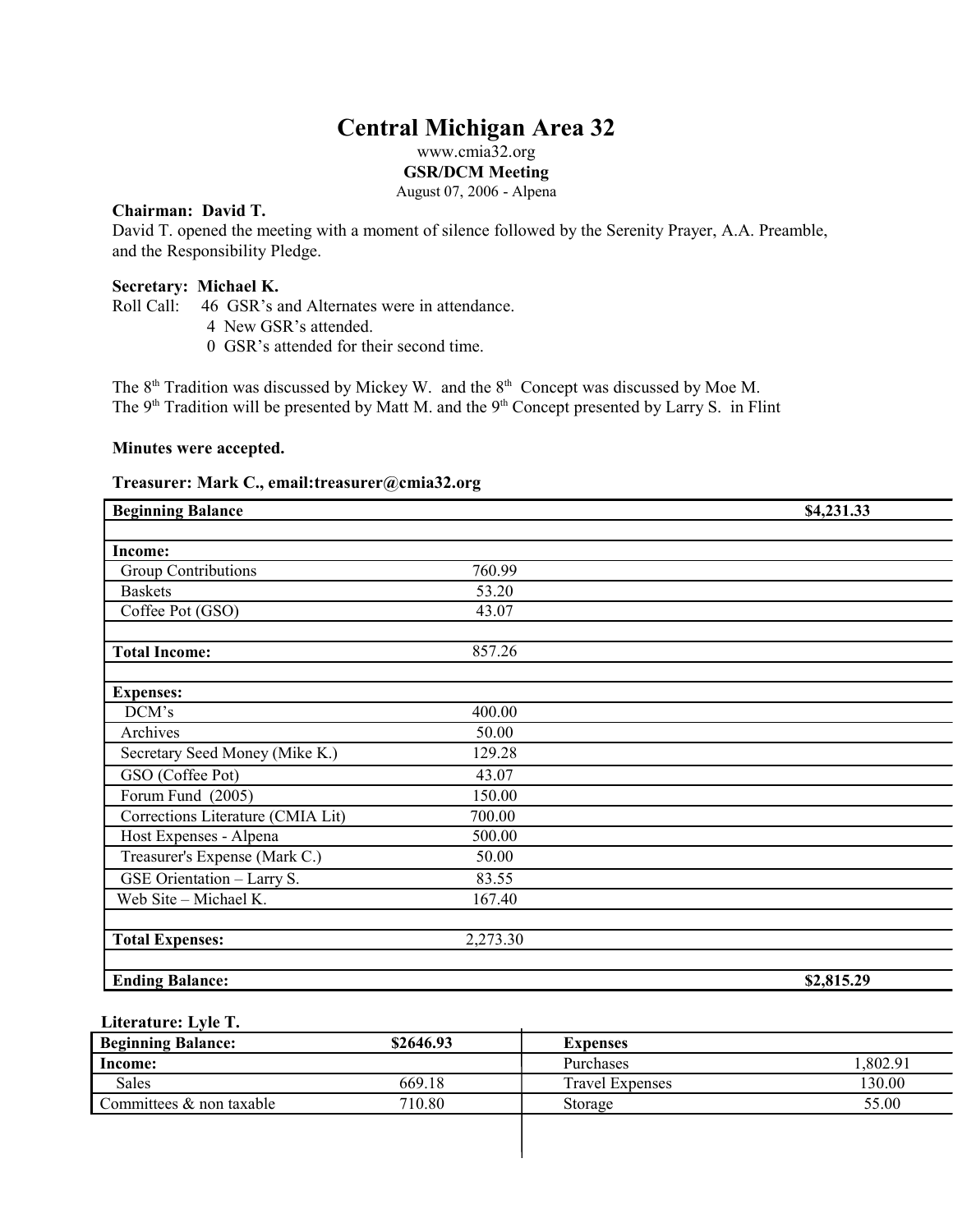# Central Michigan Area 32

www.cmia32.org

**GSR/DCM Meeting**

August 07, 2006 - Alpena

**Chairman: David T.**

David T. opened the meeting with a moment of silence followed by the Serenity Prayer, A.A. Preamble, and the Responsibility Pledge.

**Secretary: Michael K.**

Roll Call: 46 GSR's and Alternates were in attendance.
4 New GSR's attended.
0 GSR's attended for their second time.

The 8th Tradition was discussed by Mickey W. and the 8th Concept was discussed by Moe M.
The 9th Tradition will be presented by Matt M. and the 9th Concept presented by Larry S. in Flint

**Minutes were accepted.**

**Treasurer: Mark C., email:treasurer@cmia32.org**

| **Beginning Balance** | | **$4,231.33** |
|---|---|---|
| | | |
| **Income:** | | |
| Group Contributions | 760.99 | |
| Baskets | 53.20 | |
| Coffee Pot (GSO) | 43.07 | |
| | | |
| **Total Income:** | 857.26 | |
| | | |
| **Expenses:** | | |
| DCM's | 400.00 | |
| Archives | 50.00 | |
| Secretary Seed Money (Mike K.) | 129.28 | |
| GSO (Coffee Pot) | 43.07 | |
| Forum Fund (2005) | 150.00 | |
| Corrections Literature (CMIA Lit) | 700.00 | |
| Host Expenses - Alpena | 500.00 | |
| Treasurer's Expense (Mark C.) | 50.00 | |
| GSE Orientation – Larry S. | 83.55 | |
| Web Site – Michael K. | 167.40 | |
| | | |
| **Total Expenses:** | 2,273.30 | |
| | | |
| **Ending Balance:** | | **$2,815.29** |

**Literature: Lyle T.**

| **Beginning Balance:** | **$2646.93** | **Expenses** | |
|---|---|---|---|
| **Income:** | | Purchases | 1,802.91 |
| Sales | 669.18 | Travel Expenses | 130.00 |
| Committees & non taxable | 710.80 | Storage | 55.00 |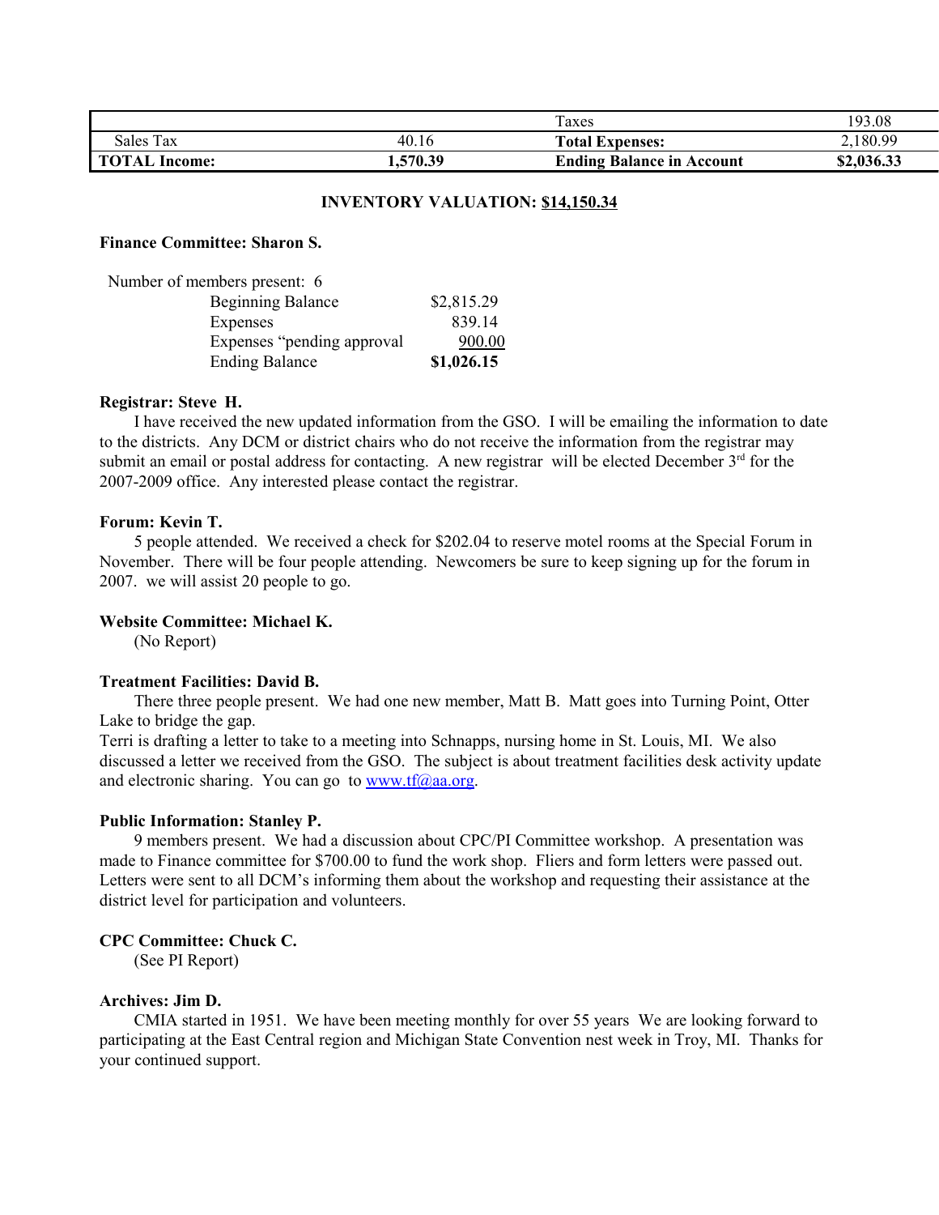| | | Taxes | 193.08 |
|---|---|---|---|
| Sales Tax | 40.16 | **Total Expenses:** | 2,180.99 |
| **TOTAL Income:** | **1,570.39** | **Ending Balance in Account** | **$2,036.33** |

**INVENTORY VALUATION: $14,150.34**

**Finance Committee: Sharon S.**

Number of members present: 6

| | |
|---|---|
| Beginning Balance | $2,815.29 |
| Expenses | 839.14 |
| Expenses "pending approval | 900.00 |
| Ending Balance | **$1,026.15** |

**Registrar: Steve H.**

I have received the new updated information from the GSO. I will be emailing the information to date to the districts. Any DCM or district chairs who do not receive the information from the registrar may submit an email or postal address for contacting. A new registrar will be elected December 3rd for the 2007-2009 office. Any interested please contact the registrar.

**Forum: Kevin T.**

5 people attended. We received a check for $202.04 to reserve motel rooms at the Special Forum in November. There will be four people attending. Newcomers be sure to keep signing up for the forum in 2007. we will assist 20 people to go.

**Website Committee: Michael K.**

(No Report)

**Treatment Facilities: David B.**

There three people present. We had one new member, Matt B. Matt goes into Turning Point, Otter Lake to bridge the gap.

Terri is drafting a letter to take to a meeting into Schnapps, nursing home in St. Louis, MI. We also discussed a letter we received from the GSO. The subject is about treatment facilities desk activity update and electronic sharing. You can go to www.tf@aa.org.

**Public Information: Stanley P.**

9 members present. We had a discussion about CPC/PI Committee workshop. A presentation was made to Finance committee for $700.00 to fund the work shop. Fliers and form letters were passed out. Letters were sent to all DCM's informing them about the workshop and requesting their assistance at the district level for participation and volunteers.

**CPC Committee: Chuck C.**

(See PI Report)

**Archives: Jim D.**

CMIA started in 1951. We have been meeting monthly for over 55 years We are looking forward to participating at the East Central region and Michigan State Convention nest week in Troy, MI. Thanks for your continued support.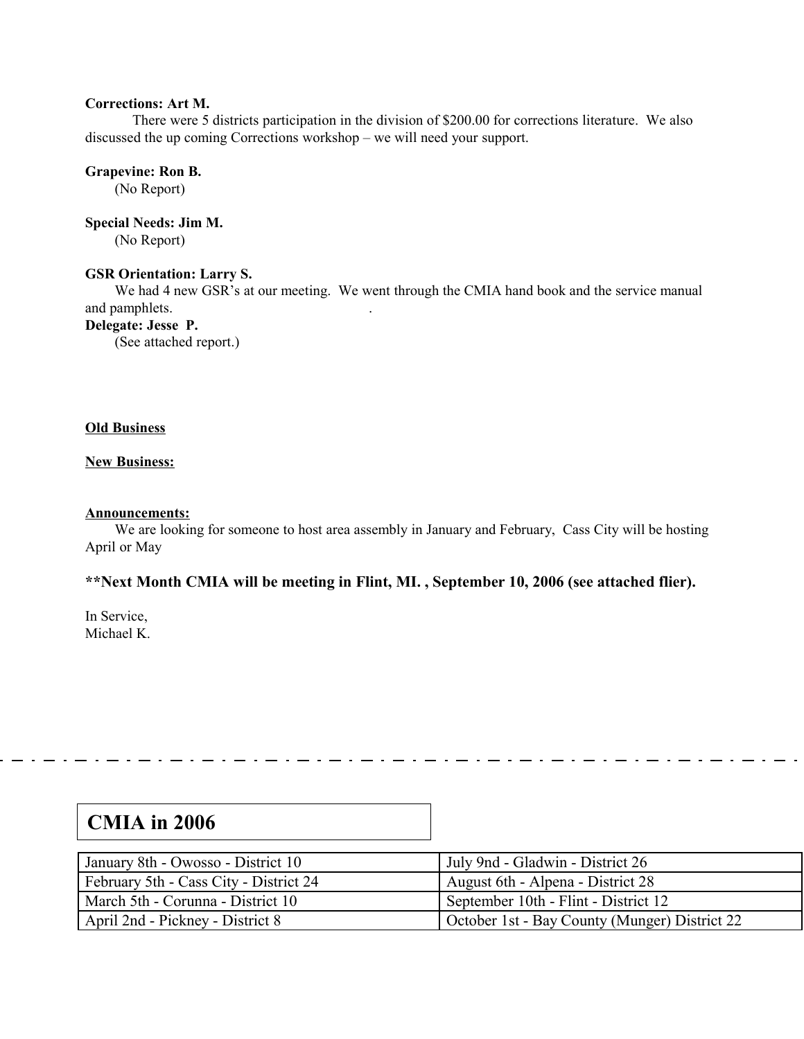**Corrections: Art M.**

There were 5 districts participation in the division of $200.00 for corrections literature. We also discussed the up coming Corrections workshop – we will need your support.

**Grapevine: Ron B.**

(No Report)

**Special Needs: Jim M.**

(No Report)

**GSR Orientation: Larry S.**

We had 4 new GSR's at our meeting. We went through the CMIA hand book and the service manual and pamphlets. .

**Delegate: Jesse P.**

(See attached report.)

<u>**Old Business**</u>

<u>**New Business:**</u>

<u>**Announcements:**</u>

We are looking for someone to host area assembly in January and February, Cass City will be hosting April or May

**\*\*Next Month CMIA will be meeting in Flint, MI. , September 10, 2006 (see attached flier).**

In Service,
Michael K.

---

## CMIA in 2006

| | |
|---|---|
| January 8th - Owosso - District 10 | July 9nd - Gladwin - District 26 |
| February 5th - Cass City - District 24 | August 6th - Alpena - District 28 |
| March 5th - Corunna - District 10 | September 10th - Flint - District 12 |
| April 2nd - Pickney - District 8 | October 1st - Bay County (Munger) District 22 |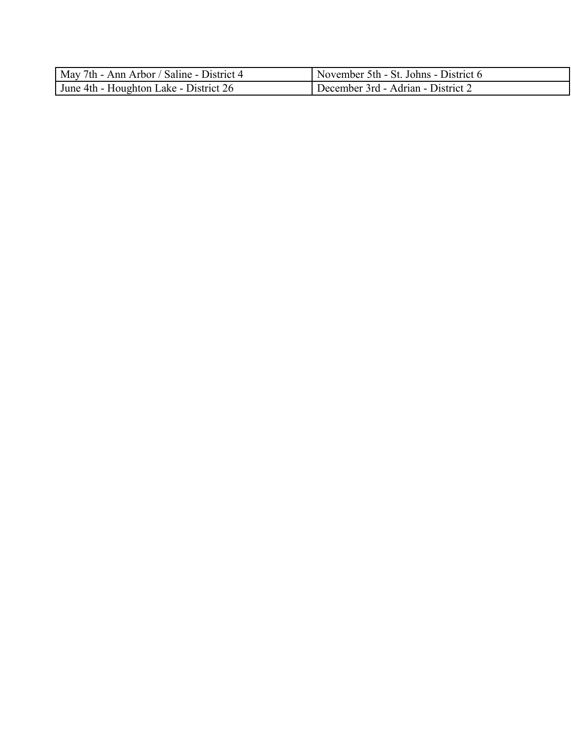| | |
|---|---|
| May 7th - Ann Arbor / Saline - District 4 | November 5th - St. Johns - District 6 |
| June 4th - Houghton Lake - District 26 | December 3rd - Adrian - District 2 |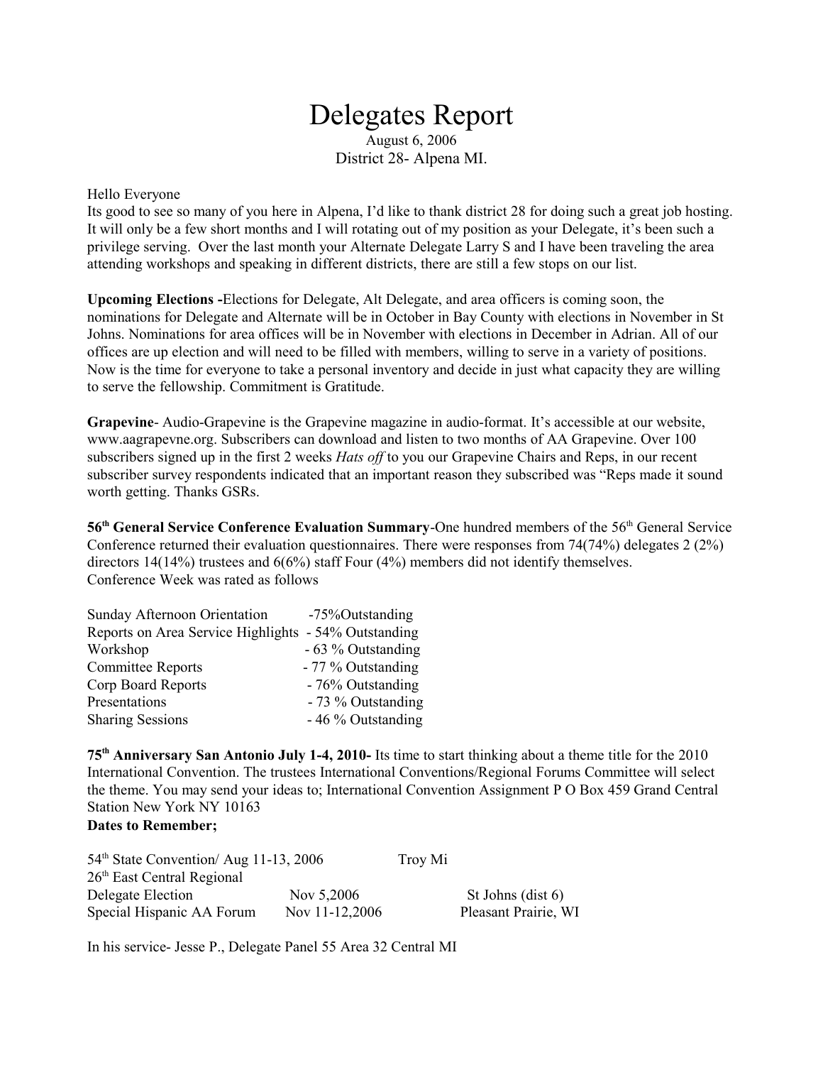# Delegates Report

August 6, 2006

District 28- Alpena MI.

Hello Everyone

Its good to see so many of you here in Alpena, I'd like to thank district 28 for doing such a great job hosting. It will only be a few short months and I will rotating out of my position as your Delegate, it's been such a privilege serving. Over the last month your Alternate Delegate Larry S and I have been traveling the area attending workshops and speaking in different districts, there are still a few stops on our list.

**Upcoming Elections -**Elections for Delegate, Alt Delegate, and area officers is coming soon, the nominations for Delegate and Alternate will be in October in Bay County with elections in November in St Johns. Nominations for area offices will be in November with elections in December in Adrian. All of our offices are up election and will need to be filled with members, willing to serve in a variety of positions. Now is the time for everyone to take a personal inventory and decide in just what capacity they are willing to serve the fellowship. Commitment is Gratitude.

**Grapevine**- Audio-Grapevine is the Grapevine magazine in audio-format. It's accessible at our website, www.aagrapevne.org. Subscribers can download and listen to two months of AA Grapevine. Over 100 subscribers signed up in the first 2 weeks *Hats off* to you our Grapevine Chairs and Reps, in our recent subscriber survey respondents indicated that an important reason they subscribed was "Reps made it sound worth getting. Thanks GSRs.

**56th General Service Conference Evaluation Summary**-One hundred members of the 56th General Service Conference returned their evaluation questionnaires. There were responses from 74(74%) delegates 2 (2%) directors 14(14%) trustees and 6(6%) staff Four (4%) members did not identify themselves.
Conference Week was rated as follows

| | |
|---|---|
| Sunday Afternoon Orientation | -75%Outstanding |
| Reports on Area Service Highlights | - 54% Outstanding |
| Workshop | - 63 % Outstanding |
| Committee Reports | - 77 % Outstanding |
| Corp Board Reports | - 76% Outstanding |
| Presentations | - 73 % Outstanding |
| Sharing Sessions | - 46 % Outstanding |

**75th Anniversary San Antonio July 1-4, 2010-** Its time to start thinking about a theme title for the 2010 International Convention. The trustees International Conventions/Regional Forums Committee will select the theme. You may send your ideas to; International Convention Assignment P O Box 459 Grand Central Station New York NY 10163

**Dates to Remember;**

| | | |
|---|---|---|
| 54th State Convention/ Aug 11-13, 2006 | | Troy Mi |
| 26th East Central Regional | | |
| Delegate Election | Nov 5,2006 | St Johns (dist 6) |
| Special Hispanic AA Forum | Nov 11-12,2006 | Pleasant Prairie, WI |

In his service- Jesse P., Delegate Panel 55 Area 32 Central MI